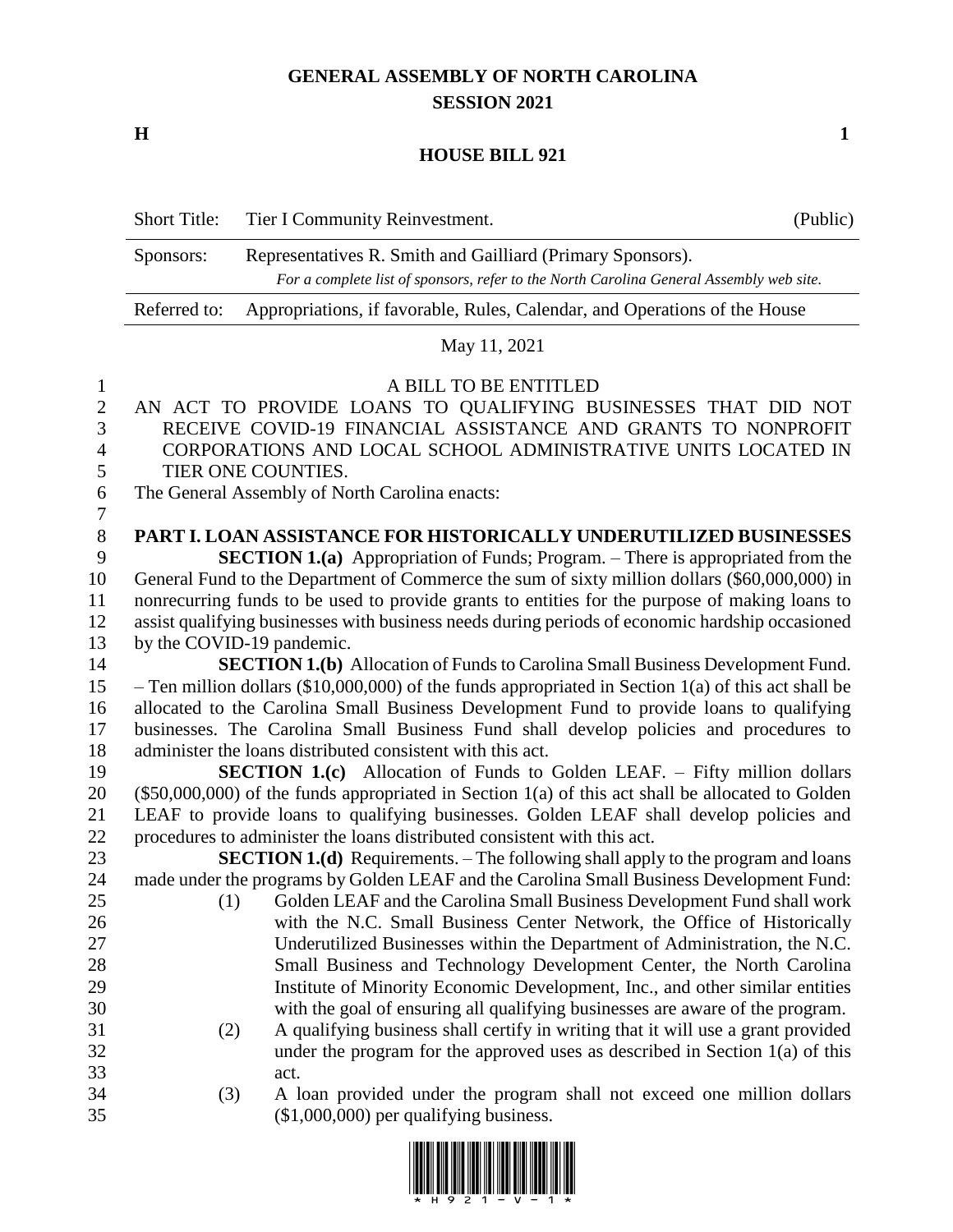# GENERAL ASSEMBLY OF NORTH CAROLINA
## SESSION 2021

**H** **1**

## HOUSE BILL 921

| Short Title: | Tier I Community Reinvestment. | (Public) |
|---|---|---|
| Sponsors: | Representatives R. Smith and Gailliard (Primary Sponsors). *For a complete list of sponsors, refer to the North Carolina General Assembly web site.* | |
| Referred to: | Appropriations, if favorable, Rules, Calendar, and Operations of the House | |

May 11, 2021

A BILL TO BE ENTITLED

AN ACT TO PROVIDE LOANS TO QUALIFYING BUSINESSES THAT DID NOT RECEIVE COVID-19 FINANCIAL ASSISTANCE AND GRANTS TO NONPROFIT CORPORATIONS AND LOCAL SCHOOL ADMINISTRATIVE UNITS LOCATED IN TIER ONE COUNTIES.

The General Assembly of North Carolina enacts:

**PART I. LOAN ASSISTANCE FOR HISTORICALLY UNDERUTILIZED BUSINESSES**

**SECTION 1.(a)** Appropriation of Funds; Program. – There is appropriated from the General Fund to the Department of Commerce the sum of sixty million dollars ($60,000,000) in nonrecurring funds to be used to provide grants to entities for the purpose of making loans to assist qualifying businesses with business needs during periods of economic hardship occasioned by the COVID-19 pandemic.

**SECTION 1.(b)** Allocation of Funds to Carolina Small Business Development Fund. – Ten million dollars ($10,000,000) of the funds appropriated in Section 1(a) of this act shall be allocated to the Carolina Small Business Development Fund to provide loans to qualifying businesses. The Carolina Small Business Fund shall develop policies and procedures to administer the loans distributed consistent with this act.

**SECTION 1.(c)** Allocation of Funds to Golden LEAF. – Fifty million dollars ($50,000,000) of the funds appropriated in Section 1(a) of this act shall be allocated to Golden LEAF to provide loans to qualifying businesses. Golden LEAF shall develop policies and procedures to administer the loans distributed consistent with this act.

**SECTION 1.(d)** Requirements. – The following shall apply to the program and loans made under the programs by Golden LEAF and the Carolina Small Business Development Fund:

(1) Golden LEAF and the Carolina Small Business Development Fund shall work with the N.C. Small Business Center Network, the Office of Historically Underutilized Businesses within the Department of Administration, the N.C. Small Business and Technology Development Center, the North Carolina Institute of Minority Economic Development, Inc., and other similar entities with the goal of ensuring all qualifying businesses are aware of the program.

(2) A qualifying business shall certify in writing that it will use a grant provided under the program for the approved uses as described in Section 1(a) of this act.

(3) A loan provided under the program shall not exceed one million dollars ($1,000,000) per qualifying business.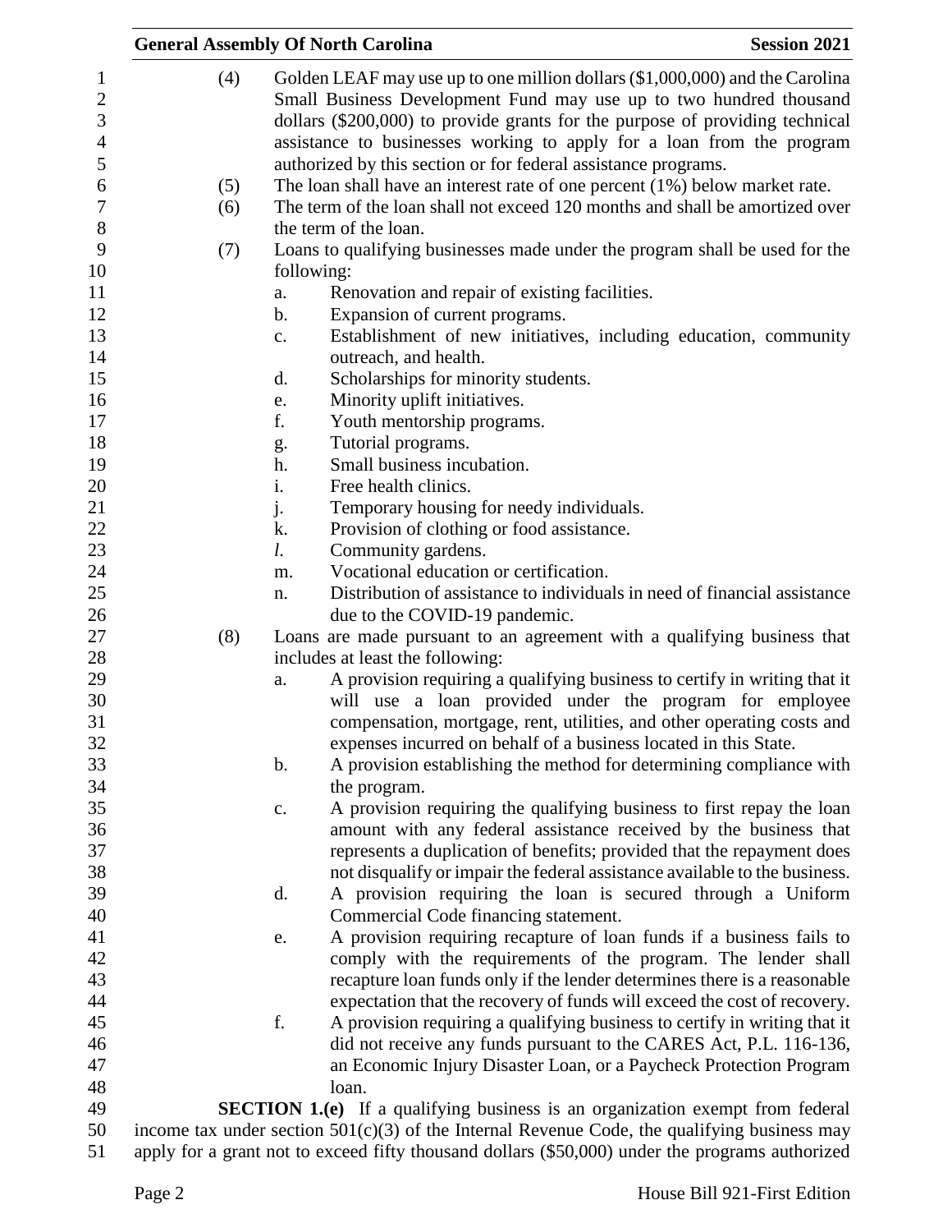(4) Golden LEAF may use up to one million dollars ($1,000,000) and the Carolina Small Business Development Fund may use up to two hundred thousand dollars ($200,000) to provide grants for the purpose of providing technical assistance to businesses working to apply for a loan from the program authorized by this section or for federal assistance programs.

(5) The loan shall have an interest rate of one percent (1%) below market rate.

(6) The term of the loan shall not exceed 120 months and shall be amortized over the term of the loan.

(7) Loans to qualifying businesses made under the program shall be used for the following:

- a. Renovation and repair of existing facilities.
- b. Expansion of current programs.
- c. Establishment of new initiatives, including education, community outreach, and health.
- d. Scholarships for minority students.
- e. Minority uplift initiatives.
- f. Youth mentorship programs.
- g. Tutorial programs.
- h. Small business incubation.
- i. Free health clinics.
- j. Temporary housing for needy individuals.
- k. Provision of clothing or food assistance.
- *l.* Community gardens.
- m. Vocational education or certification.
- n. Distribution of assistance to individuals in need of financial assistance due to the COVID-19 pandemic.

(8) Loans are made pursuant to an agreement with a qualifying business that includes at least the following:

- a. A provision requiring a qualifying business to certify in writing that it will use a loan provided under the program for employee compensation, mortgage, rent, utilities, and other operating costs and expenses incurred on behalf of a business located in this State.
- b. A provision establishing the method for determining compliance with the program.
- c. A provision requiring the qualifying business to first repay the loan amount with any federal assistance received by the business that represents a duplication of benefits; provided that the repayment does not disqualify or impair the federal assistance available to the business.
- d. A provision requiring the loan is secured through a Uniform Commercial Code financing statement.
- e. A provision requiring recapture of loan funds if a business fails to comply with the requirements of the program. The lender shall recapture loan funds only if the lender determines there is a reasonable expectation that the recovery of funds will exceed the cost of recovery.
- f. A provision requiring a qualifying business to certify in writing that it did not receive any funds pursuant to the CARES Act, P.L. 116-136, an Economic Injury Disaster Loan, or a Paycheck Protection Program loan.

**SECTION 1.(e)** If a qualifying business is an organization exempt from federal income tax under section 501(c)(3) of the Internal Revenue Code, the qualifying business may apply for a grant not to exceed fifty thousand dollars ($50,000) under the programs authorized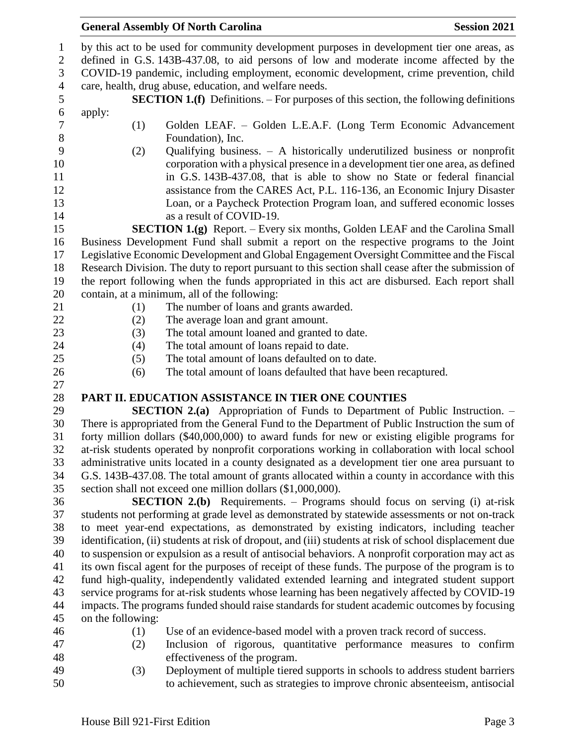by this act to be used for community development purposes in development tier one areas, as defined in G.S. 143B-437.08, to aid persons of low and moderate income affected by the COVID-19 pandemic, including employment, economic development, crime prevention, child care, health, drug abuse, education, and welfare needs.

**SECTION 1.(f)** Definitions. – For purposes of this section, the following definitions apply:

(1) Golden LEAF. – Golden L.E.A.F. (Long Term Economic Advancement Foundation), Inc.

(2) Qualifying business. – A historically underutilized business or nonprofit corporation with a physical presence in a development tier one area, as defined in G.S. 143B-437.08, that is able to show no State or federal financial assistance from the CARES Act, P.L. 116-136, an Economic Injury Disaster Loan, or a Paycheck Protection Program loan, and suffered economic losses as a result of COVID-19.

**SECTION 1.(g)** Report. – Every six months, Golden LEAF and the Carolina Small Business Development Fund shall submit a report on the respective programs to the Joint Legislative Economic Development and Global Engagement Oversight Committee and the Fiscal Research Division. The duty to report pursuant to this section shall cease after the submission of the report following when the funds appropriated in this act are disbursed. Each report shall contain, at a minimum, all of the following:

(1) The number of loans and grants awarded.
(2) The average loan and grant amount.
(3) The total amount loaned and granted to date.
(4) The total amount of loans repaid to date.
(5) The total amount of loans defaulted on to date.
(6) The total amount of loans defaulted that have been recaptured.

## PART II. EDUCATION ASSISTANCE IN TIER ONE COUNTIES

**SECTION 2.(a)** Appropriation of Funds to Department of Public Instruction. – There is appropriated from the General Fund to the Department of Public Instruction the sum of forty million dollars ($40,000,000) to award funds for new or existing eligible programs for at-risk students operated by nonprofit corporations working in collaboration with local school administrative units located in a county designated as a development tier one area pursuant to G.S. 143B-437.08. The total amount of grants allocated within a county in accordance with this section shall not exceed one million dollars ($1,000,000).

**SECTION 2.(b)** Requirements. – Programs should focus on serving (i) at-risk students not performing at grade level as demonstrated by statewide assessments or not on-track to meet year-end expectations, as demonstrated by existing indicators, including teacher identification, (ii) students at risk of dropout, and (iii) students at risk of school displacement due to suspension or expulsion as a result of antisocial behaviors. A nonprofit corporation may act as its own fiscal agent for the purposes of receipt of these funds. The purpose of the program is to fund high-quality, independently validated extended learning and integrated student support service programs for at-risk students whose learning has been negatively affected by COVID-19 impacts. The programs funded should raise standards for student academic outcomes by focusing on the following:

(1) Use of an evidence-based model with a proven track record of success.
(2) Inclusion of rigorous, quantitative performance measures to confirm effectiveness of the program.
(3) Deployment of multiple tiered supports in schools to address student barriers to achievement, such as strategies to improve chronic absenteeism, antisocial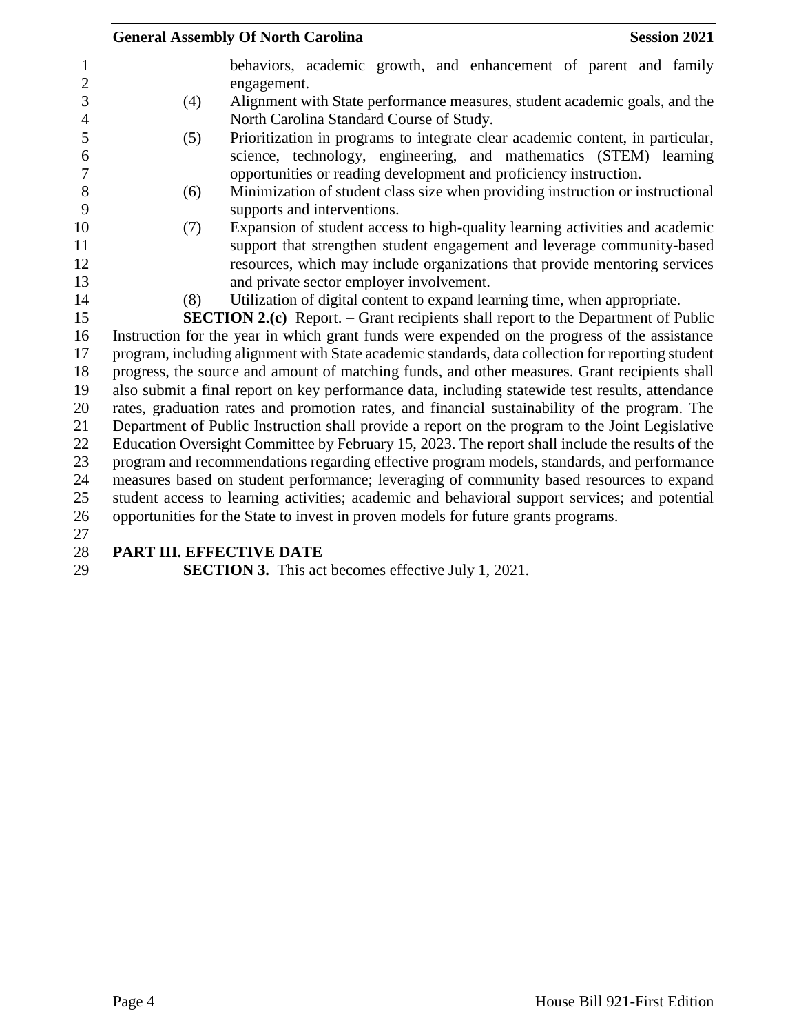behaviors, academic growth, and enhancement of parent and family engagement.

(4) Alignment with State performance measures, student academic goals, and the North Carolina Standard Course of Study.

(5) Prioritization in programs to integrate clear academic content, in particular, science, technology, engineering, and mathematics (STEM) learning opportunities or reading development and proficiency instruction.

(6) Minimization of student class size when providing instruction or instructional supports and interventions.

(7) Expansion of student access to high-quality learning activities and academic support that strengthen student engagement and leverage community-based resources, which may include organizations that provide mentoring services and private sector employer involvement.

(8) Utilization of digital content to expand learning time, when appropriate.

**SECTION 2.(c)** Report. – Grant recipients shall report to the Department of Public Instruction for the year in which grant funds were expended on the progress of the assistance program, including alignment with State academic standards, data collection for reporting student progress, the source and amount of matching funds, and other measures. Grant recipients shall also submit a final report on key performance data, including statewide test results, attendance rates, graduation rates and promotion rates, and financial sustainability of the program. The Department of Public Instruction shall provide a report on the program to the Joint Legislative Education Oversight Committee by February 15, 2023. The report shall include the results of the program and recommendations regarding effective program models, standards, and performance measures based on student performance; leveraging of community based resources to expand student access to learning activities; academic and behavioral support services; and potential opportunities for the State to invest in proven models for future grants programs.

**PART III. EFFECTIVE DATE**

**SECTION 3.** This act becomes effective July 1, 2021.